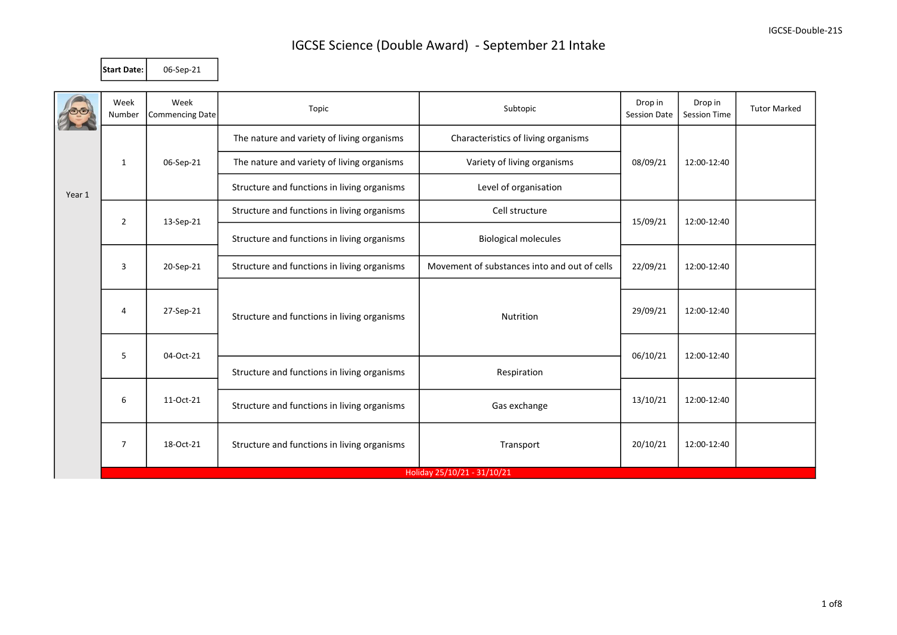# IGCSE Science (Double Award) - September 21 Intake

| Start Date: | 06-Sep-21 |
|---|---|

| | Week Number | Week Commencing Date | Topic | Subtopic | Drop in Session Date | Drop in Session Time | Tutor Marked |
|---|---|---|---|---|---|---|---|
| Year 1 | 1 | 06-Sep-21 | The nature and variety of living organisms | Characteristics of living organisms | 08/09/21 | 12:00-12:40 | |
| | | | The nature and variety of living organisms | Variety of living organisms | | | |
| | | | Structure and functions in living organisms | Level of organisation | | | |
| | 2 | 13-Sep-21 | Structure and functions in living organisms | Cell structure | 15/09/21 | 12:00-12:40 | |
| | | | Structure and functions in living organisms | Biological molecules | | | |
| | 3 | 20-Sep-21 | Structure and functions in living organisms | Movement of substances into and out of cells | 22/09/21 | 12:00-12:40 | |
| | 4 | 27-Sep-21 | Structure and functions in living organisms | Nutrition | 29/09/21 | 12:00-12:40 | |
| | 5 | 04-Oct-21 | | | 06/10/21 | 12:00-12:40 | |
| | | | Structure and functions in living organisms | Respiration | | | |
| | 6 | 11-Oct-21 | Structure and functions in living organisms | Gas exchange | 13/10/21 | 12:00-12:40 | |
| | 7 | 18-Oct-21 | Structure and functions in living organisms | Transport | 20/10/21 | 12:00-12:40 | |
| | Holiday 25/10/21 - 31/10/21 | | | | | | |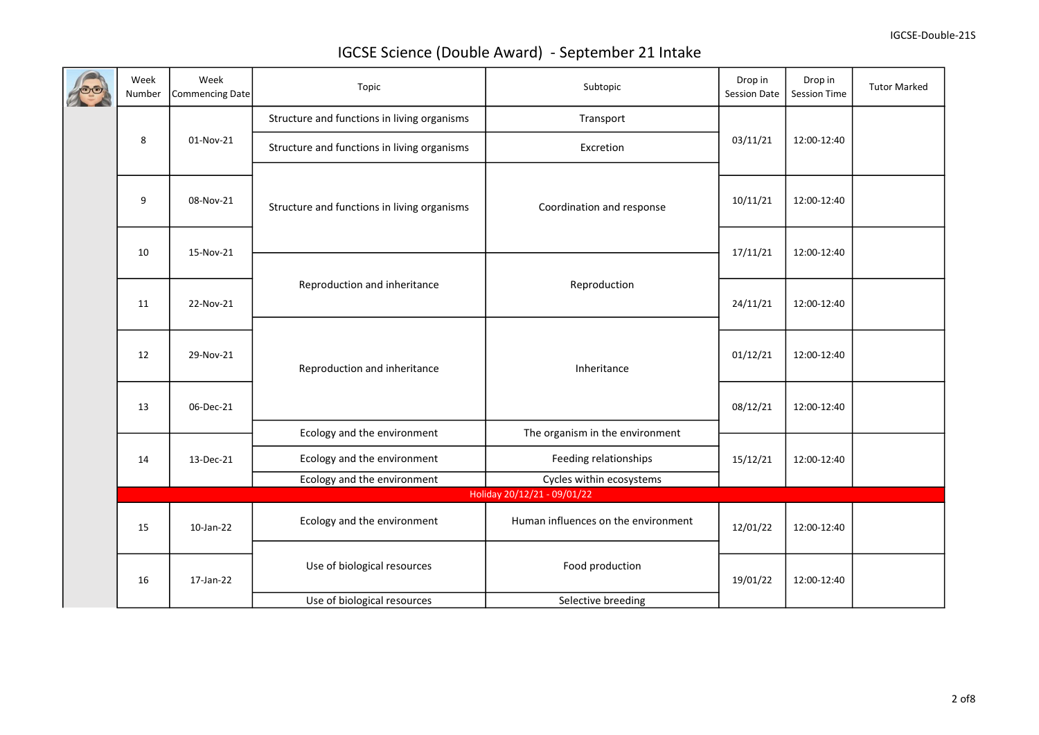# IGCSE Science (Double Award) - September 21 Intake

| Week Number | Week Commencing Date | Topic | Subtopic | Drop in Session Date | Drop in Session Time | Tutor Marked |
|---|---|---|---|---|---|---|
| 8 | 01-Nov-21 | Structure and functions in living organisms | Transport | 03/11/21 | 12:00-12:40 | |
| | | Structure and functions in living organisms | Excretion | | | |
| 9 | 08-Nov-21 | Structure and functions in living organisms | Coordination and response | 10/11/21 | 12:00-12:40 | |
| 10 | 15-Nov-21 | | | 17/11/21 | 12:00-12:40 | |
| 11 | 22-Nov-21 | Reproduction and inheritance | Reproduction | 24/11/21 | 12:00-12:40 | |
| 12 | 29-Nov-21 | Reproduction and inheritance | Inheritance | 01/12/21 | 12:00-12:40 | |
| 13 | 06-Dec-21 | | | 08/12/21 | 12:00-12:40 | |
| 14 | 13-Dec-21 | Ecology and the environment | The organism in the environment | 15/12/21 | 12:00-12:40 | |
| | | Ecology and the environment | Feeding relationships | | | |
| | | Ecology and the environment | Cycles within ecosystems | | | |
| Holiday 20/12/21 - 09/01/22 | | | | | | |
| 15 | 10-Jan-22 | Ecology and the environment | Human influences on the environment | 12/01/22 | 12:00-12:40 | |
| 16 | 17-Jan-22 | Use of biological resources | Food production | 19/01/22 | 12:00-12:40 | |
| | | Use of biological resources | Selective breeding | | | |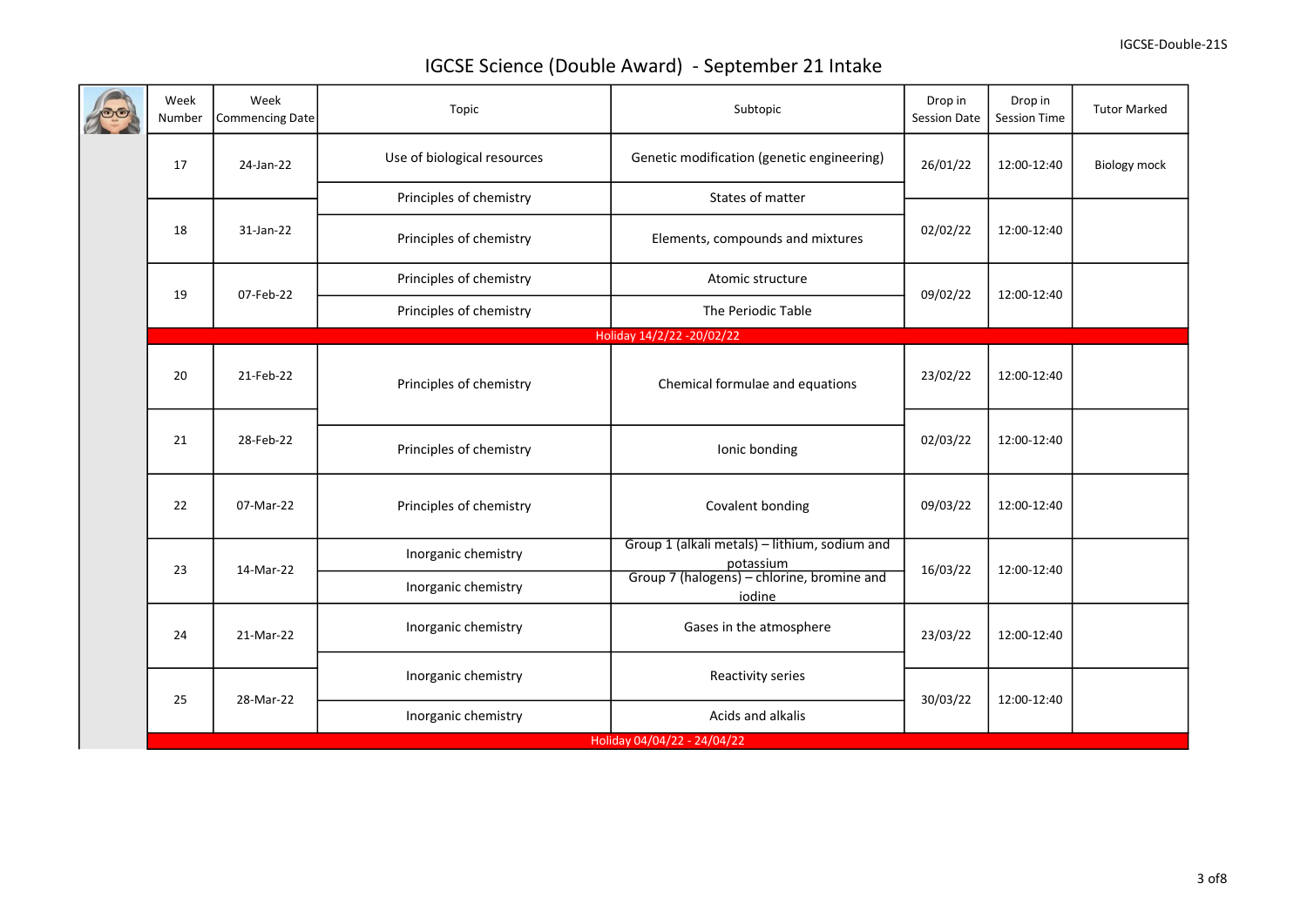# IGCSE Science (Double Award) - September 21 Intake

| Week Number | Week Commencing Date | Topic | Subtopic | Drop in Session Date | Drop in Session Time | Tutor Marked |
|---|---|---|---|---|---|---|
| 17 | 24-Jan-22 | Use of biological resources | Genetic modification (genetic engineering) | 26/01/22 | 12:00-12:40 | Biology mock |
| | | Principles of chemistry | States of matter | | | |
| 18 | 31-Jan-22 | Principles of chemistry | Elements, compounds and mixtures | 02/02/22 | 12:00-12:40 | |
| 19 | 07-Feb-22 | Principles of chemistry | Atomic structure | 09/02/22 | 12:00-12:40 | |
| | | Principles of chemistry | The Periodic Table | | | |
| Holiday 14/2/22 -20/02/22 | | | | | | |
| 20 | 21-Feb-22 | Principles of chemistry | Chemical formulae and equations | 23/02/22 | 12:00-12:40 | |
| 21 | 28-Feb-22 | Principles of chemistry | Ionic bonding | 02/03/22 | 12:00-12:40 | |
| 22 | 07-Mar-22 | Principles of chemistry | Covalent bonding | 09/03/22 | 12:00-12:40 | |
| 23 | 14-Mar-22 | Inorganic chemistry | Group 1 (alkali metals) – lithium, sodium and potassium | 16/03/22 | 12:00-12:40 | |
| | | Inorganic chemistry | Group 7 (halogens) – chlorine, bromine and iodine | | | |
| 24 | 21-Mar-22 | Inorganic chemistry | Gases in the atmosphere | 23/03/22 | 12:00-12:40 | |
| 25 | 28-Mar-22 | Inorganic chemistry | Reactivity series | 30/03/22 | 12:00-12:40 | |
| | | Inorganic chemistry | Acids and alkalis | | | |
| Holiday 04/04/22 - 24/04/22 | | | | | | |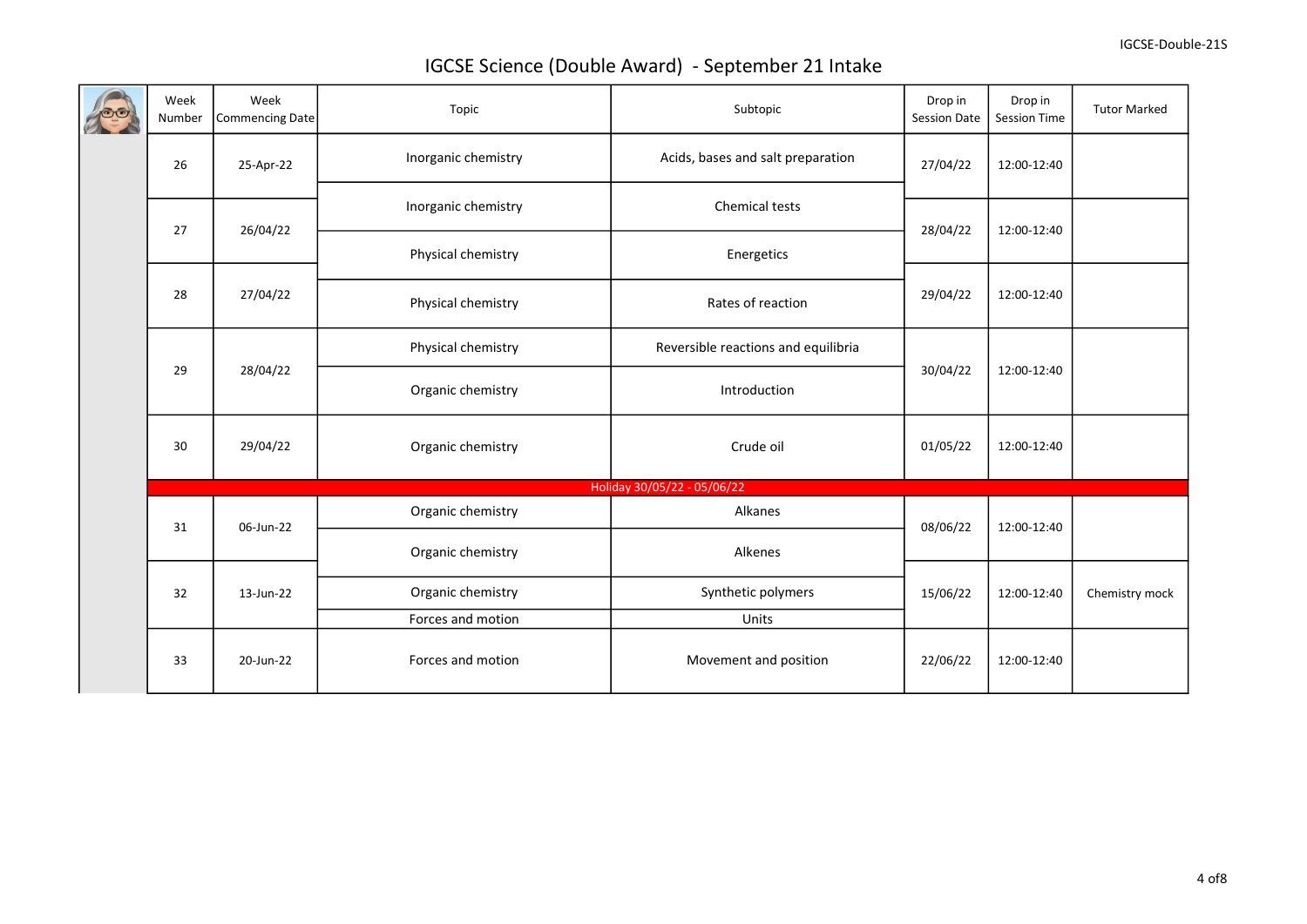# IGCSE Science (Double Award) - September 21 Intake

| Week Number | Week Commencing Date | Topic | Subtopic | Drop in Session Date | Drop in Session Time | Tutor Marked |
|---|---|---|---|---|---|---|
| 26 | 25-Apr-22 | Inorganic chemistry | Acids, bases and salt preparation | 27/04/22 | 12:00-12:40 | |
| 27 | 26/04/22 | Inorganic chemistry | Chemical tests | 28/04/22 | 12:00-12:40 | |
| | | Physical chemistry | Energetics | | | |
| 28 | 27/04/22 | Physical chemistry | Rates of reaction | 29/04/22 | 12:00-12:40 | |
| 29 | 28/04/22 | Physical chemistry | Reversible reactions and equilibria | 30/04/22 | 12:00-12:40 | |
| | | Organic chemistry | Introduction | | | |
| 30 | 29/04/22 | Organic chemistry | Crude oil | 01/05/22 | 12:00-12:40 | |
| Holiday 30/05/22 - 05/06/22 | | | | | | |
| 31 | 06-Jun-22 | Organic chemistry | Alkanes | 08/06/22 | 12:00-12:40 | |
| | | Organic chemistry | Alkenes | | | |
| 32 | 13-Jun-22 | Organic chemistry | Synthetic polymers | 15/06/22 | 12:00-12:40 | Chemistry mock |
| | | Forces and motion | Units | | | |
| 33 | 20-Jun-22 | Forces and motion | Movement and position | 22/06/22 | 12:00-12:40 | |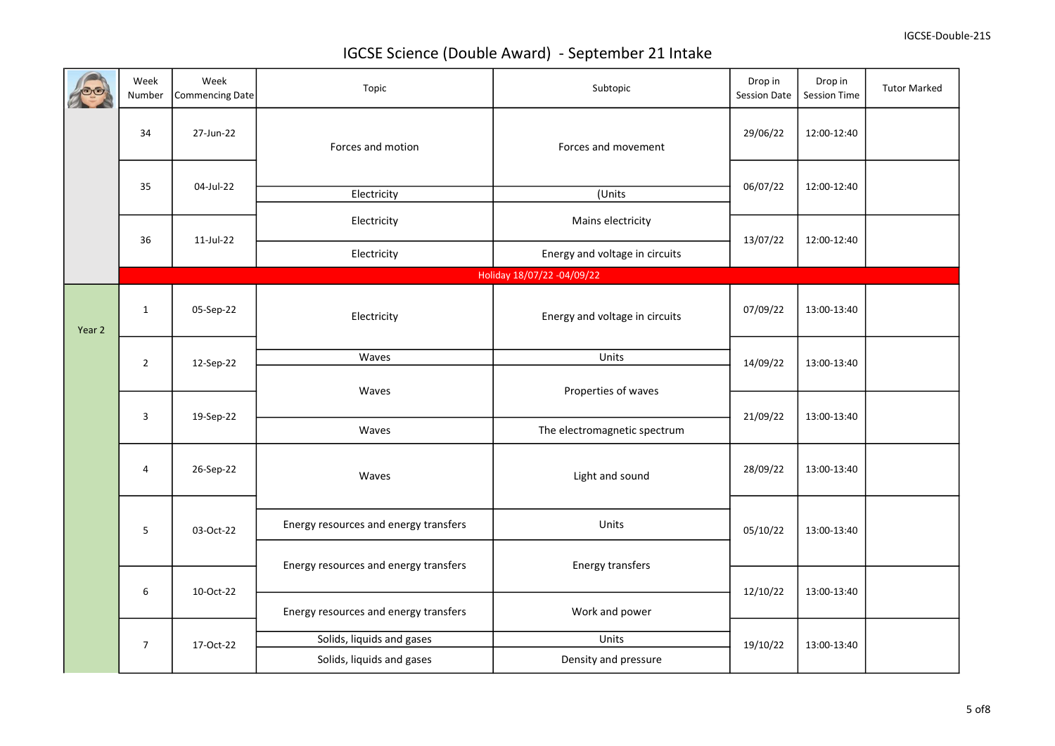# IGCSE Science (Double Award) - September 21 Intake

| | Week Number | Week Commencing Date | Topic | Subtopic | Drop in Session Date | Drop in Session Time | Tutor Marked |
|---|---|---|---|---|---|---|---|
| | 34 | 27-Jun-22 | Forces and motion | Forces and movement | 29/06/22 | 12:00-12:40 | |
| | 35 | 04-Jul-22 | Electricity | (Units | 06/07/22 | 12:00-12:40 | |
| | 36 | 11-Jul-22 | Electricity | Mains electricity | 13/07/22 | 12:00-12:40 | |
| | | | Electricity | Energy and voltage in circuits | | | |
| | Holiday 18/07/22 -04/09/22 | | | | | | |
| Year 2 | 1 | 05-Sep-22 | Electricity | Energy and voltage in circuits | 07/09/22 | 13:00-13:40 | |
| | 2 | 12-Sep-22 | Waves | Units | 14/09/22 | 13:00-13:40 | |
| | | | Waves | Properties of waves | | | |
| | 3 | 19-Sep-22 | Waves | The electromagnetic spectrum | 21/09/22 | 13:00-13:40 | |
| | 4 | 26-Sep-22 | Waves | Light and sound | 28/09/22 | 13:00-13:40 | |
| | 5 | 03-Oct-22 | Energy resources and energy transfers | Units | 05/10/22 | 13:00-13:40 | |
| | | | Energy resources and energy transfers | Energy transfers | | | |
| | 6 | 10-Oct-22 | Energy resources and energy transfers | Work and power | 12/10/22 | 13:00-13:40 | |
| | 7 | 17-Oct-22 | Solids, liquids and gases | Units | 19/10/22 | 13:00-13:40 | |
| | | | Solids, liquids and gases | Density and pressure | | | |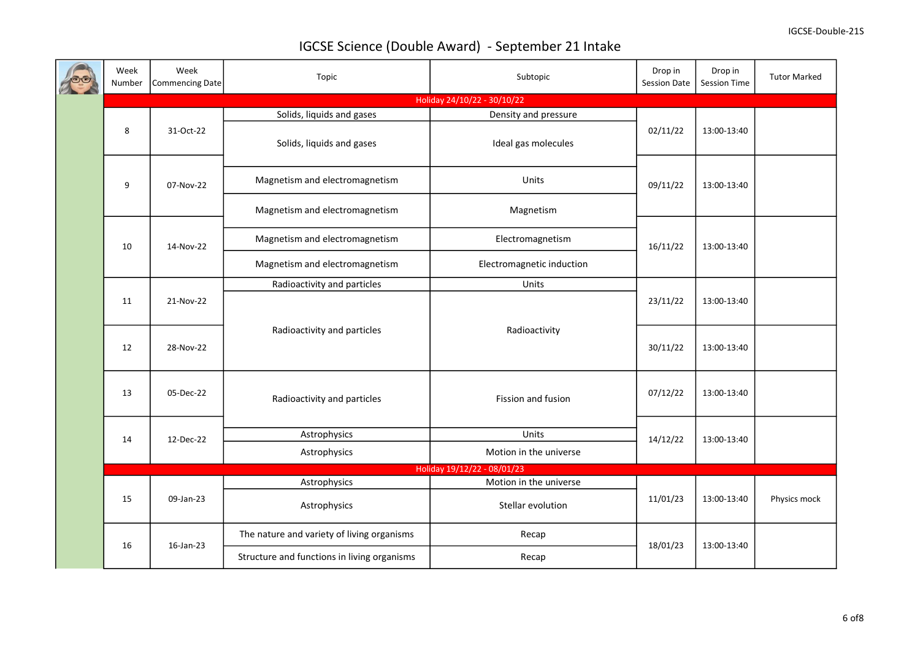# IGCSE Science (Double Award) - September 21 Intake

| Week Number | Week Commencing Date | Topic | Subtopic | Drop in Session Date | Drop in Session Time | Tutor Marked |
|---|---|---|---|---|---|---|
| Holiday 24/10/22 - 30/10/22 | | | | | | |
| 8 | 31-Oct-22 | Solids, liquids and gases | Density and pressure | 02/11/22 | 13:00-13:40 | |
| | | Solids, liquids and gases | Ideal gas molecules | | | |
| 9 | 07-Nov-22 | Magnetism and electromagnetism | Units | 09/11/22 | 13:00-13:40 | |
| | | Magnetism and electromagnetism | Magnetism | | | |
| 10 | 14-Nov-22 | Magnetism and electromagnetism | Electromagnetism | 16/11/22 | 13:00-13:40 | |
| | | Magnetism and electromagnetism | Electromagnetic induction | | | |
| 11 | 21-Nov-22 | Radioactivity and particles | Units | 23/11/22 | 13:00-13:40 | |
| | | Radioactivity and particles | Radioactivity | | | |
| 12 | 28-Nov-22 | | | 30/11/22 | 13:00-13:40 | |
| 13 | 05-Dec-22 | Radioactivity and particles | Fission and fusion | 07/12/22 | 13:00-13:40 | |
| 14 | 12-Dec-22 | Astrophysics | Units | 14/12/22 | 13:00-13:40 | |
| | | Astrophysics | Motion in the universe | | | |
| Holiday 19/12/22 - 08/01/23 | | | | | | |
| 15 | 09-Jan-23 | Astrophysics | Motion in the universe | 11/01/23 | 13:00-13:40 | Physics mock |
| | | Astrophysics | Stellar evolution | | | |
| 16 | 16-Jan-23 | The nature and variety of living organisms | Recap | 18/01/23 | 13:00-13:40 | |
| | | Structure and functions in living organisms | Recap | | | |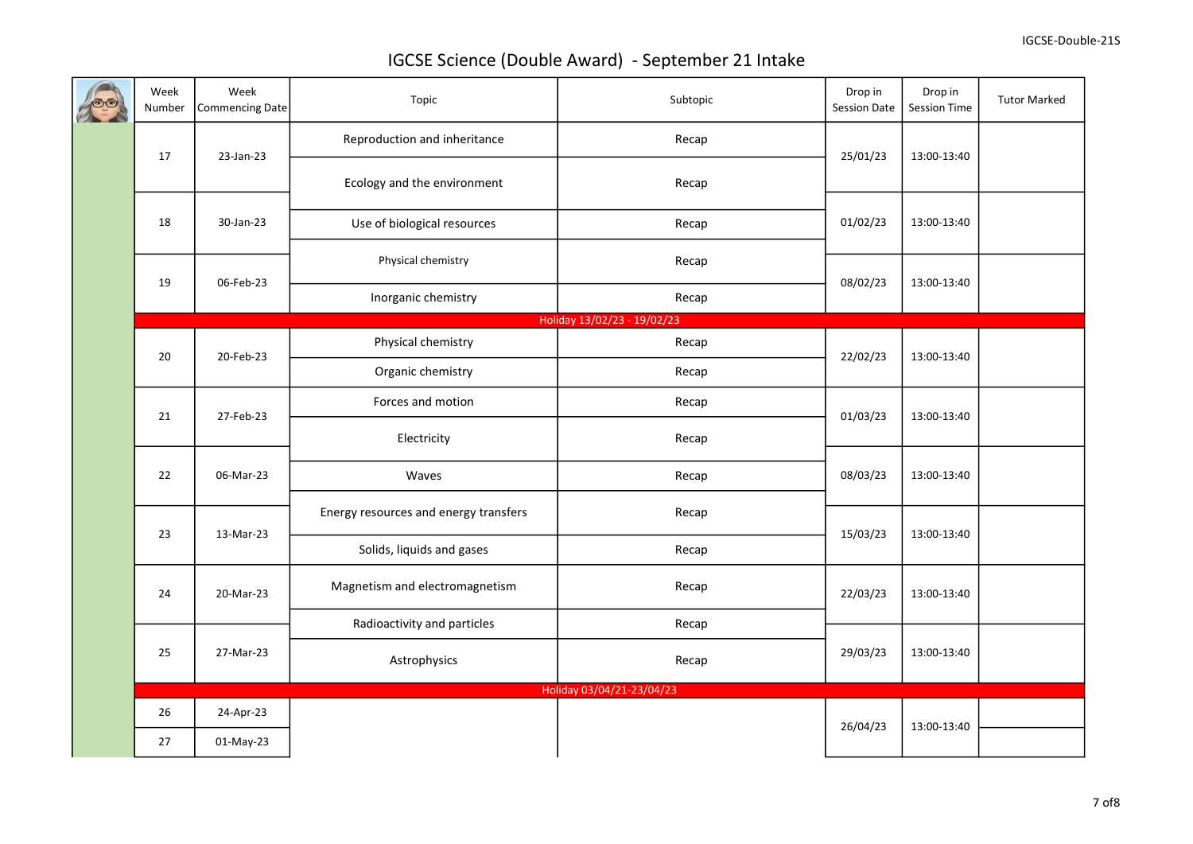# IGCSE Science (Double Award) - September 21 Intake

| Week Number | Week Commencing Date | Topic | Subtopic | Drop in Session Date | Drop in Session Time | Tutor Marked |
|---|---|---|---|---|---|---|
| 17 | 23-Jan-23 | Reproduction and inheritance | Recap | 25/01/23 | 13:00-13:40 | |
| | | Ecology and the environment | Recap | | | |
| 18 | 30-Jan-23 | Use of biological resources | Recap | 01/02/23 | 13:00-13:40 | |
| 19 | 06-Feb-23 | Physical chemistry | Recap | 08/02/23 | 13:00-13:40 | |
| | | Inorganic chemistry | Recap | | | |
| Holiday 13/02/23 - 19/02/23 | | | | | | |
| 20 | 20-Feb-23 | Physical chemistry | Recap | 22/02/23 | 13:00-13:40 | |
| | | Organic chemistry | Recap | | | |
| 21 | 27-Feb-23 | Forces and motion | Recap | 01/03/23 | 13:00-13:40 | |
| | | Electricity | Recap | | | |
| 22 | 06-Mar-23 | Waves | Recap | 08/03/23 | 13:00-13:40 | |
| 23 | 13-Mar-23 | Energy resources and energy transfers | Recap | 15/03/23 | 13:00-13:40 | |
| | | Solids, liquids and gases | Recap | | | |
| 24 | 20-Mar-23 | Magnetism and electromagnetism | Recap | 22/03/23 | 13:00-13:40 | |
| | | Radioactivity and particles | Recap | | | |
| 25 | 27-Mar-23 | Astrophysics | Recap | 29/03/23 | 13:00-13:40 | |
| Holiday 03/04/21-23/04/23 | | | | | | |
| 26 | 24-Apr-23 | | | 26/04/23 | 13:00-13:40 | |
| 27 | 01-May-23 | | | | | |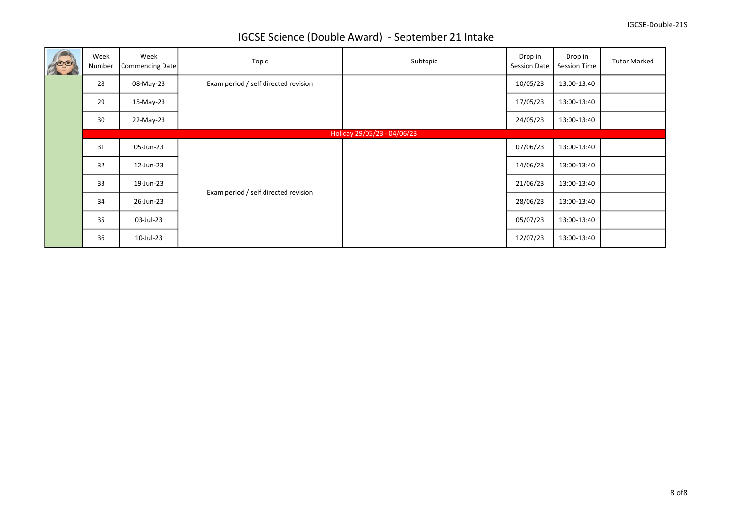# IGCSE Science (Double Award) - September 21 Intake

| | Week Number | Week Commencing Date | Topic | Subtopic | Drop in Session Date | Drop in Session Time | Tutor Marked |
|---|---|---|---|---|---|---|---|
| | 28 | 08-May-23 | Exam period / self directed revision | | 10/05/23 | 13:00-13:40 | |
| | 29 | 15-May-23 | | | 17/05/23 | 13:00-13:40 | |
| | 30 | 22-May-23 | | | 24/05/23 | 13:00-13:40 | |
| | Holiday 29/05/23 - 04/06/23 | | | | | | |
| | 31 | 05-Jun-23 | Exam period / self directed revision | | 07/06/23 | 13:00-13:40 | |
| | 32 | 12-Jun-23 | | | 14/06/23 | 13:00-13:40 | |
| | 33 | 19-Jun-23 | | | 21/06/23 | 13:00-13:40 | |
| | 34 | 26-Jun-23 | | | 28/06/23 | 13:00-13:40 | |
| | 35 | 03-Jul-23 | | | 05/07/23 | 13:00-13:40 | |
| | 36 | 10-Jul-23 | | | 12/07/23 | 13:00-13:40 | |